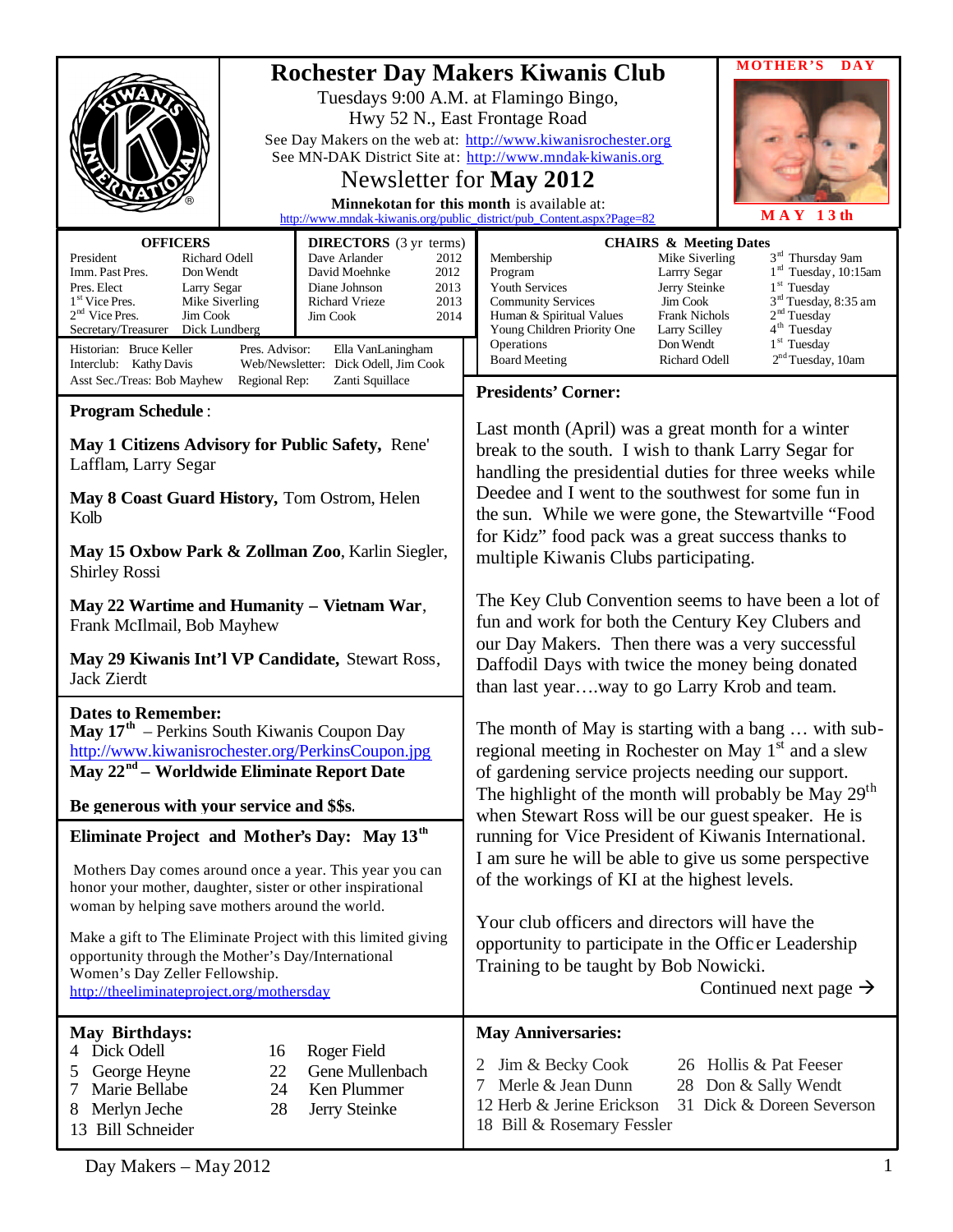# Rochester Day Makers Kiwanis Club

Tuesdays 9:00 A.M. at Flamingo Bingo,
Hwy 52 N., East Frontage Road

See Day Makers on the web at: http://www.kiwanisrochester.org
See MN-DAK District Site at: http://www.mndak-kiwanis.org

## Newsletter for May 2012

**Minnekotan for this month** is available at:
http://www.mndak-kiwanis.org/public_district/pub_Content.aspx?Page=82

**MOTHER'S DAY**

**MAY 13th**

| OFFICERS | |
|---|---|
| President | Richard Odell |
| Imm. Past Pres. | Don Wendt |
| Pres. Elect | Larry Segar |
| 1st Vice Pres. | Mike Siverling |
| 2nd Vice Pres. | Jim Cook |
| Secretary/Treasurer | Dick Lundberg |

| DIRECTORS (3 yr terms) | |
|---|---|
| Dave Arlander | 2012 |
| David Moehnke | 2012 |
| Diane Johnson | 2013 |
| Richard Vrieze | 2013 |
| Jim Cook | 2014 |

Historian: Bruce Keller
Interclub: Kathy Davis
Asst Sec./Treas: Bob Mayhew
Pres. Advisor: Ella VanLaningham
Web/Newsletter: Dick Odell, Jim Cook
Regional Rep: Zanti Squillace

| CHAIRS & Meeting Dates | | |
|---|---|---|
| Membership | Mike Siverling | 3rd Thursday 9am |
| Program | Larrry Segar | 1st Tuesday, 10:15am |
| Youth Services | Jerry Steinke | 1st Tuesday |
| Community Services | Jim Cook | 3rd Tuesday, 8:35 am |
| Human & Spiritual Values | Frank Nichols | 2nd Tuesday |
| Young Children Priority One | Larry Scilley | 4th Tuesday |
| Operations | Don Wendt | 1st Tuesday |
| Board Meeting | Richard Odell | 2nd Tuesday, 10am |

## Program Schedule:

**May 1 Citizens Advisory for Public Safety,** Rene' Lafflam, Larry Segar

**May 8 Coast Guard History,** Tom Ostrom, Helen Kolb

**May 15 Oxbow Park & Zollman Zoo**, Karlin Siegler, Shirley Rossi

**May 22 Wartime and Humanity – Vietnam War**, Frank McIlmail, Bob Mayhew

**May 29 Kiwanis Int'l VP Candidate,** Stewart Ross, Jack Zierdt

## Dates to Remember:

**May 17th** – Perkins South Kiwanis Coupon Day
http://www.kiwanisrochester.org/PerkinsCoupon.jpg

**May 22nd – Worldwide Eliminate Report Date**

**Be generous with your service and $$s.**

## Eliminate Project and Mother's Day: May 13th

Mothers Day comes around once a year. This year you can honor your mother, daughter, sister or other inspirational woman by helping save mothers around the world.

Make a gift to The Eliminate Project with this limited giving opportunity through the Mother's Day/International Women's Day Zeller Fellowship.
http://theeliminateproject.org/mothersday

## Presidents' Corner:

Last month (April) was a great month for a winter break to the south. I wish to thank Larry Segar for handling the presidential duties for three weeks while Deedee and I went to the southwest for some fun in the sun. While we were gone, the Stewartville "Food for Kidz" food pack was a great success thanks to multiple Kiwanis Clubs participating.

The Key Club Convention seems to have been a lot of fun and work for both the Century Key Clubers and our Day Makers. Then there was a very successful Daffodil Days with twice the money being donated than last year….way to go Larry Krob and team.

The month of May is starting with a bang … with sub-regional meeting in Rochester on May 1st and a slew of gardening service projects needing our support. The highlight of the month will probably be May 29th when Stewart Ross will be our guest speaker. He is running for Vice President of Kiwanis International. I am sure he will be able to give us some perspective of the workings of KI at the highest levels.

Your club officers and directors will have the opportunity to participate in the Officer Leadership Training to be taught by Bob Nowicki.

Continued next page →

## May Birthdays:

- 4 Dick Odell
- 5 George Heyne
- 7 Marie Bellabe
- 8 Merlyn Jeche
- 13 Bill Schneider
- 16 Roger Field
- 22 Gene Mullenbach
- 24 Ken Plummer
- 28 Jerry Steinke

## May Anniversaries:

- 2 Jim & Becky Cook
- 7 Merle & Jean Dunn
- 12 Herb & Jerine Erickson
- 18 Bill & Rosemary Fessler
- 26 Hollis & Pat Feeser
- 28 Don & Sally Wendt
- 31 Dick & Doreen Severson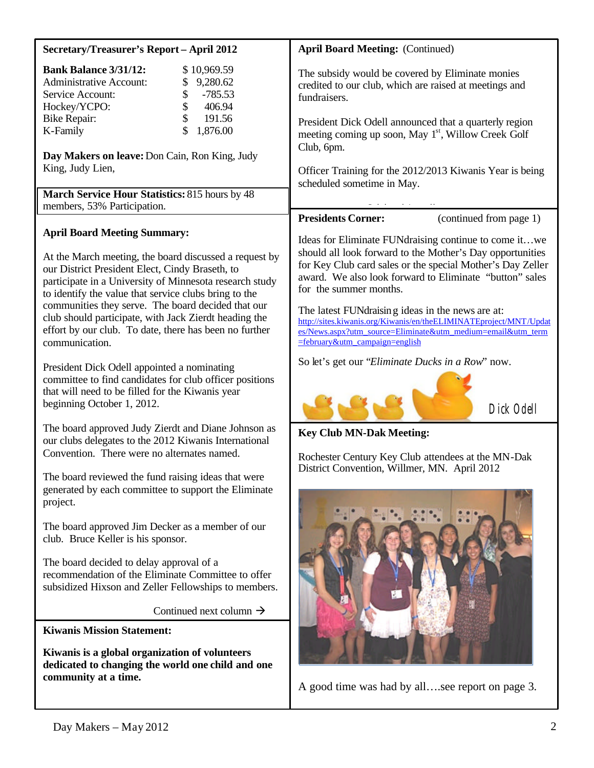## Secretary/Treasurer's Report – April 2012

| | |
|---|---|
| **Bank Balance 3/31/12:** | $ 10,969.59 |
| Administrative Account: | $ 9,280.62 |
| Service Account: | $ -785.53 |
| Hockey/YCPO: | $ 406.94 |
| Bike Repair: | $ 191.56 |
| K-Family | $ 1,876.00 |

**Day Makers on leave:** Don Cain, Ron King, Judy King, Judy Lien,

**March Service Hour Statistics:** 815 hours by 48 members, 53% Participation.

## April Board Meeting Summary:

At the March meeting, the board discussed a request by our District President Elect, Cindy Braseth, to participate in a University of Minnesota research study to identify the value that service clubs bring to the communities they serve. The board decided that our club should participate, with Jack Zierdt heading the effort by our club. To date, there has been no further communication.

President Dick Odell appointed a nominating committee to find candidates for club officer positions that will need to be filled for the Kiwanis year beginning October 1, 2012.

The board approved Judy Zierdt and Diane Johnson as our clubs delegates to the 2012 Kiwanis International Convention. There were no alternates named.

The board reviewed the fund raising ideas that were generated by each committee to support the Eliminate project.

The board approved Jim Decker as a member of our club. Bruce Keller is his sponsor.

The board decided to delay approval of a recommendation of the Eliminate Committee to offer subsidized Hixson and Zeller Fellowships to members.

Continued next column →

## April Board Meeting: (Continued)

The subsidy would be covered by Eliminate monies credited to our club, which are raised at meetings and fundraisers.

President Dick Odell announced that a quarterly region meeting coming up soon, May 1st, Willow Creek Golf Club, 6pm.

Officer Training for the 2012/2013 Kiwanis Year is being scheduled sometime in May.

## Kiwanis Mission Statement:

**Kiwanis is a global organization of volunteers dedicated to changing the world one child and one community at a time.**

## Presidents Corner: (continued from page 1)

Ideas for Eliminate FUNdraising continue to come it…we should all look forward to the Mother's Day opportunities for Key Club card sales or the special Mother's Day Zeller award. We also look forward to Eliminate "button" sales for the summer months.

The latest FUNdraising ideas in the news are at:
http://sites.kiwanis.org/Kiwanis/en/theELIMINATEproject/MNT/Updates/News.aspx?utm_source=Eliminate&utm_medium=email&utm_term=february&utm_campaign=english

So let's get our "*Eliminate Ducks in a Row*" now.

Dick Odell

## Key Club MN-Dak Meeting:

Rochester Century Key Club attendees at the MN-Dak District Convention, Willmer, MN. April 2012

A good time was had by all….see report on page 3.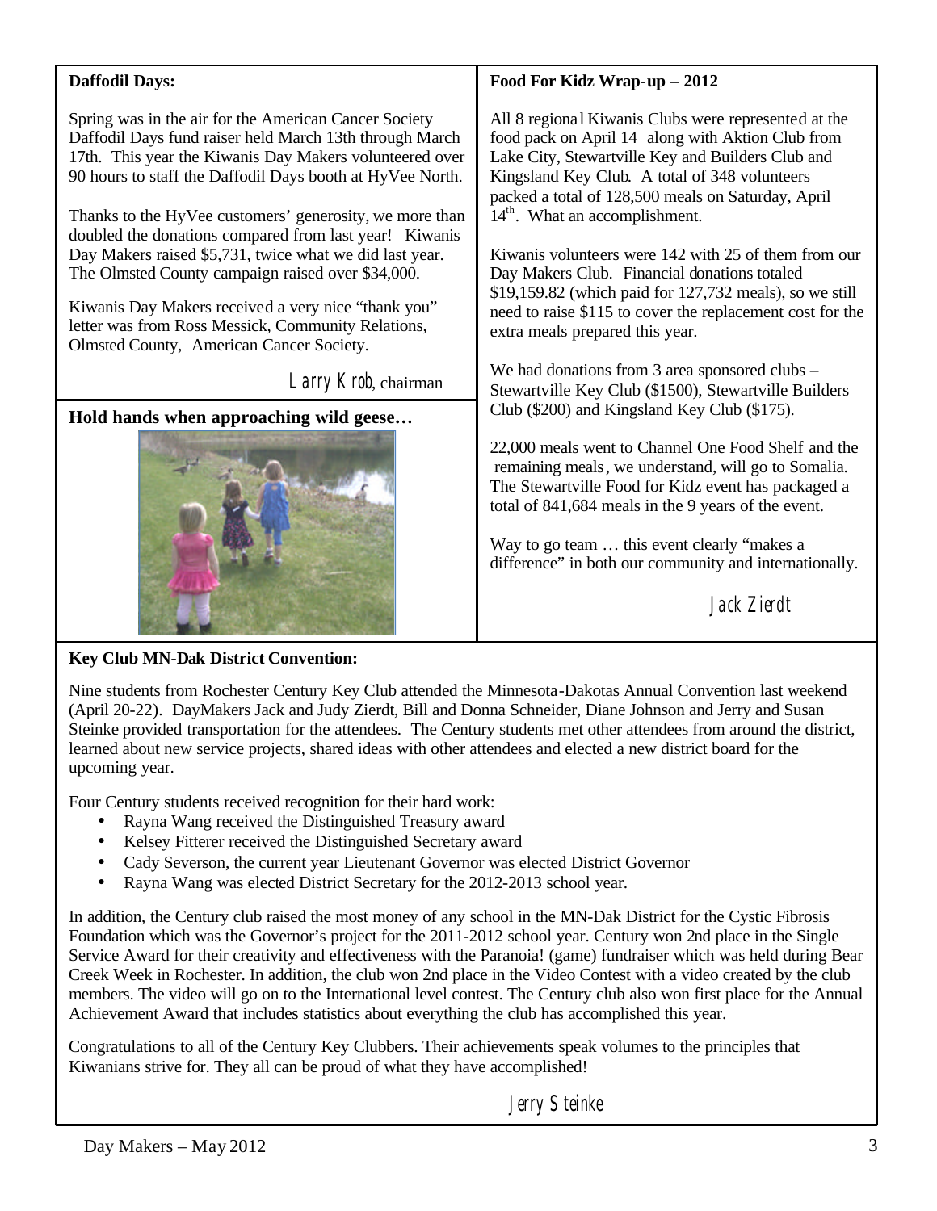## Daffodil Days:

Spring was in the air for the American Cancer Society Daffodil Days fund raiser held March 13th through March 17th. This year the Kiwanis Day Makers volunteered over 90 hours to staff the Daffodil Days booth at HyVee North.

Thanks to the HyVee customers' generosity, we more than doubled the donations compared from last year! Kiwanis Day Makers raised $5,731, twice what we did last year. The Olmsted County campaign raised over $34,000.

Kiwanis Day Makers received a very nice "thank you" letter was from Ross Messick, Community Relations, Olmsted County, American Cancer Society.

*Larry Krob*, chairman

## Hold hands when approaching wild geese…

## Food For Kidz Wrap-up – 2012

All 8 regional Kiwanis Clubs were represented at the food pack on April 14 along with Aktion Club from Lake City, Stewartville Key and Builders Club and Kingsland Key Club. A total of 348 volunteers packed a total of 128,500 meals on Saturday, April 14th. What an accomplishment.

Kiwanis volunteers were 142 with 25 of them from our Day Makers Club. Financial donations totaled $19,159.82 (which paid for 127,732 meals), so we still need to raise $115 to cover the replacement cost for the extra meals prepared this year.

We had donations from 3 area sponsored clubs – Stewartville Key Club ($1500), Stewartville Builders Club ($200) and Kingsland Key Club ($175).

22,000 meals went to Channel One Food Shelf and the remaining meals, we understand, will go to Somalia. The Stewartville Food for Kidz event has packaged a total of 841,684 meals in the 9 years of the event.

Way to go team … this event clearly "makes a difference" in both our community and internationally.

*Jack Zierdt*

## Key Club MN-Dak District Convention:

Nine students from Rochester Century Key Club attended the Minnesota-Dakotas Annual Convention last weekend (April 20-22). DayMakers Jack and Judy Zierdt, Bill and Donna Schneider, Diane Johnson and Jerry and Susan Steinke provided transportation for the attendees. The Century students met other attendees from around the district, learned about new service projects, shared ideas with other attendees and elected a new district board for the upcoming year.

Four Century students received recognition for their hard work:

- Rayna Wang received the Distinguished Treasury award
- Kelsey Fitterer received the Distinguished Secretary award
- Cady Severson, the current year Lieutenant Governor was elected District Governor
- Rayna Wang was elected District Secretary for the 2012-2013 school year.

In addition, the Century club raised the most money of any school in the MN-Dak District for the Cystic Fibrosis Foundation which was the Governor's project for the 2011-2012 school year. Century won 2nd place in the Single Service Award for their creativity and effectiveness with the Paranoia! (game) fundraiser which was held during Bear Creek Week in Rochester. In addition, the club won 2nd place in the Video Contest with a video created by the club members. The video will go on to the International level contest. The Century club also won first place for the Annual Achievement Award that includes statistics about everything the club has accomplished this year.

Congratulations to all of the Century Key Clubbers. Their achievements speak volumes to the principles that Kiwanians strive for. They all can be proud of what they have accomplished!

*Jerry Steinke*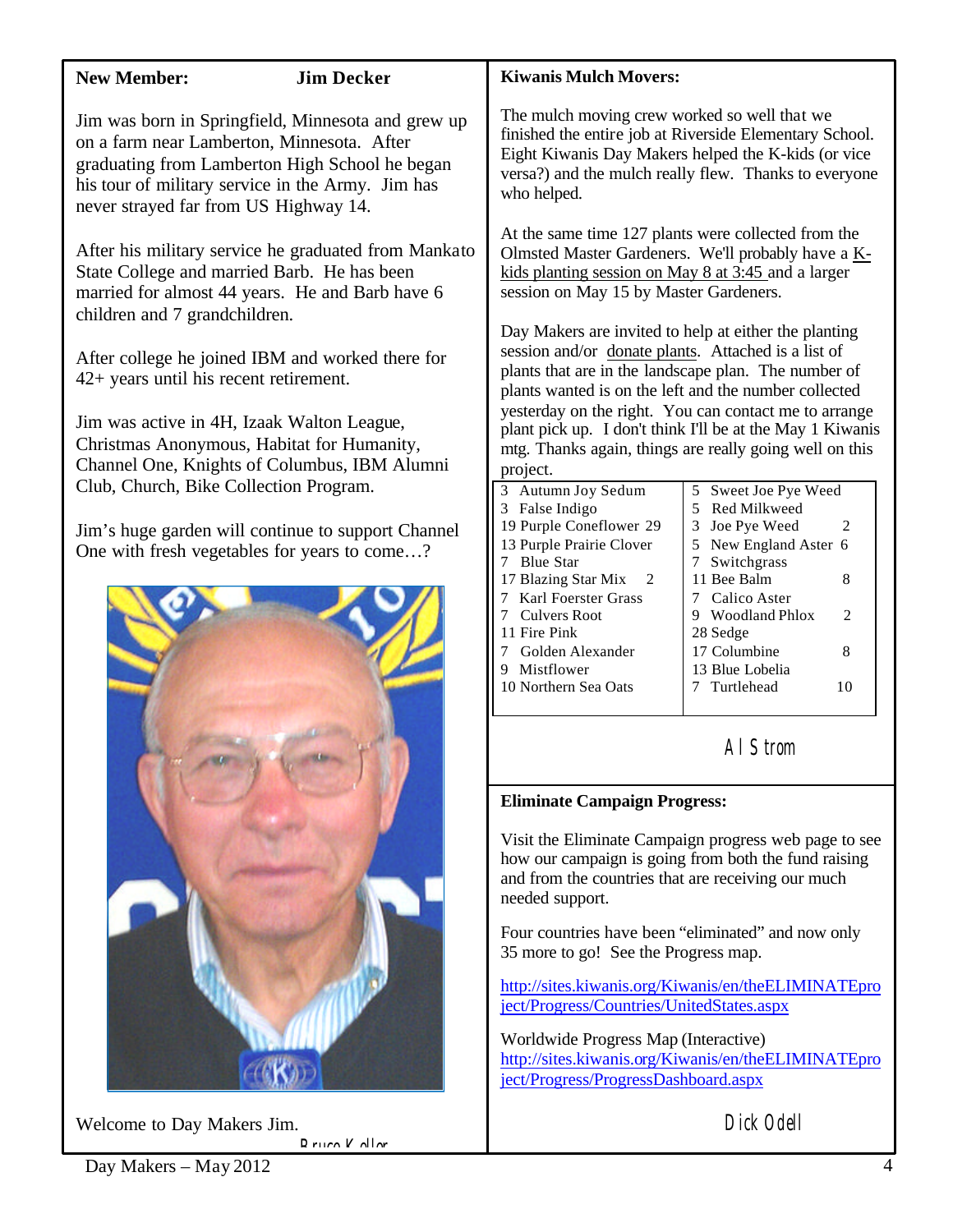**New Member: Jim Decker**

Jim was born in Springfield, Minnesota and grew up on a farm near Lamberton, Minnesota. After graduating from Lamberton High School he began his tour of military service in the Army. Jim has never strayed far from US Highway 14.

After his military service he graduated from Mankato State College and married Barb. He has been married for almost 44 years. He and Barb have 6 children and 7 grandchildren.

After college he joined IBM and worked there for 42+ years until his recent retirement.

Jim was active in 4H, Izaak Walton League, Christmas Anonymous, Habitat for Humanity, Channel One, Knights of Columbus, IBM Alumni Club, Church, Bike Collection Program.

Jim's huge garden will continue to support Channel One with fresh vegetables for years to come…?

Welcome to Day Makers Jim.

Bruce Koller

**Kiwanis Mulch Movers:**

The mulch moving crew worked so well that we finished the entire job at Riverside Elementary School. Eight Kiwanis Day Makers helped the K-kids (or vice versa?) and the mulch really flew. Thanks to everyone who helped.

At the same time 127 plants were collected from the Olmsted Master Gardeners. We'll probably have a K-kids planting session on May 8 at 3:45 and a larger session on May 15 by Master Gardeners.

Day Makers are invited to help at either the planting session and/or donate plants. Attached is a list of plants that are in the landscape plan. The number of plants wanted is on the left and the number collected yesterday on the right. You can contact me to arrange plant pick up. I don't think I'll be at the May 1 Kiwanis mtg. Thanks again, things are really going well on this project.

| | | | | | |
|---|---|---|---|---|---|
| 3 | Autumn Joy Sedum | | 5 | Sweet Joe Pye Weed | |
| 3 | False Indigo | | 5 | Red Milkweed | |
| 19 | Purple Coneflower | 29 | 3 | Joe Pye Weed | 2 |
| 13 | Purple Prairie Clover | | 5 | New England Aster | 6 |
| 7 | Blue Star | | 7 | Switchgrass | |
| 17 | Blazing Star Mix | 2 | 11 | Bee Balm | 8 |
| 7 | Karl Foerster Grass | | 7 | Calico Aster | |
| 7 | Culvers Root | | 9 | Woodland Phlox | 2 |
| 11 | Fire Pink | | 28 | Sedge | |
| 7 | Golden Alexander | | 17 | Columbine | 8 |
| 9 | Mistflower | | 13 | Blue Lobelia | |
| 10 | Northern Sea Oats | | 7 | Turtlehead | 10 |

Al Strom

**Eliminate Campaign Progress:**

Visit the Eliminate Campaign progress web page to see how our campaign is going from both the fund raising and from the countries that are receiving our much needed support.

Four countries have been "eliminated" and now only 35 more to go! See the Progress map.

http://sites.kiwanis.org/Kiwanis/en/theELIMINATEProject/Progress/Countries/UnitedStates.aspx

Worldwide Progress Map (Interactive)
http://sites.kiwanis.org/Kiwanis/en/theELIMINATEProject/Progress/ProgressDashboard.aspx

Dick Odell